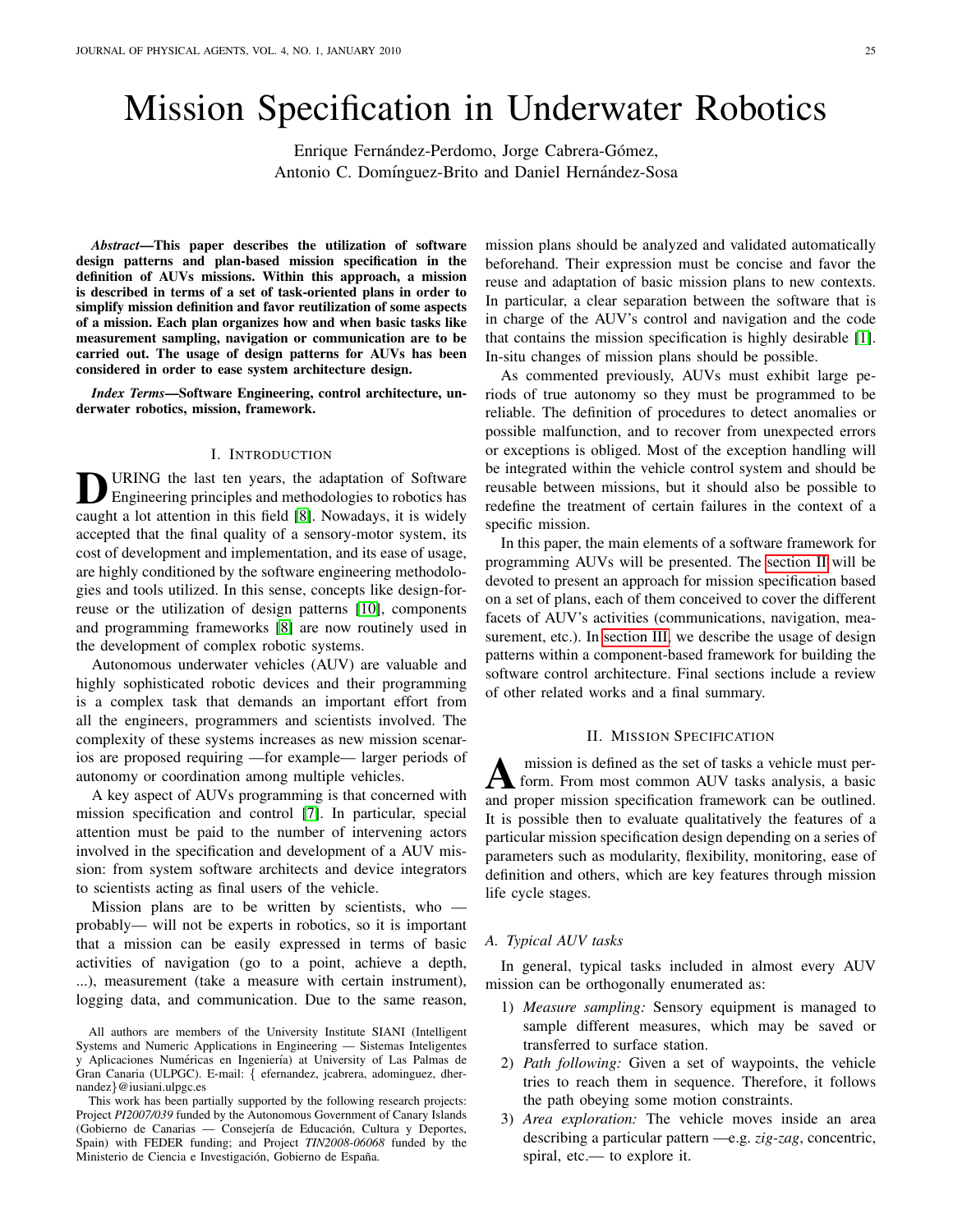# Mission Specification in Underwater Robotics

Enrique Fernández-Perdomo, Jorge Cabrera-Gómez, Antonio C. Domínguez-Brito and Daniel Hernández-Sosa

***Abstract*—This paper describes the utilization of software design patterns and plan-based mission specification in the definition of AUVs missions. Within this approach, a mission is described in terms of a set of task-oriented plans in order to simplify mission definition and favor reutilization of some aspects of a mission. Each plan organizes how and when basic tasks like measurement sampling, navigation or communication are to be carried out. The usage of design patterns for AUVs has been considered in order to ease system architecture design.**

***Index Terms*—Software Engineering, control architecture, underwater robotics, mission, framework.**

## I. Introduction

During the last ten years, the adaptation of Software Engineering principles and methodologies to robotics has caught a lot attention in this field [8]. Nowadays, it is widely accepted that the final quality of a sensory-motor system, its cost of development and implementation, and its ease of usage, are highly conditioned by the software engineering methodologies and tools utilized. In this sense, concepts like design-for-reuse or the utilization of design patterns [10], components and programming frameworks [8] are now routinely used in the development of complex robotic systems.

Autonomous underwater vehicles (AUV) are valuable and highly sophisticated robotic devices and their programming is a complex task that demands an important effort from all the engineers, programmers and scientists involved. The complexity of these systems increases as new mission scenarios are proposed requiring —for example— larger periods of autonomy or coordination among multiple vehicles.

A key aspect of AUVs programming is that concerned with mission specification and control [7]. In particular, special attention must be paid to the number of intervening actors involved in the specification and development of a AUV mission: from system software architects and device integrators to scientists acting as final users of the vehicle.

Mission plans are to be written by scientists, who —probably— will not be experts in robotics, so it is important that a mission can be easily expressed in terms of basic activities of navigation (go to a point, achieve a depth, ...), measurement (take a measure with certain instrument), logging data, and communication. Due to the same reason, mission plans should be analyzed and validated automatically beforehand. Their expression must be concise and favor the reuse and adaptation of basic mission plans to new contexts. In particular, a clear separation between the software that is in charge of the AUV's control and navigation and the code that contains the mission specification is highly desirable [1]. In-situ changes of mission plans should be possible.

As commented previously, AUVs must exhibit large periods of true autonomy so they must be programmed to be reliable. The definition of procedures to detect anomalies or possible malfunction, and to recover from unexpected errors or exceptions is obliged. Most of the exception handling will be integrated within the vehicle control system and should be reusable between missions, but it should also be possible to redefine the treatment of certain failures in the context of a specific mission.

In this paper, the main elements of a software framework for programming AUVs will be presented. The section II will be devoted to present an approach for mission specification based on a set of plans, each of them conceived to cover the different facets of AUV's activities (communications, navigation, measurement, etc.). In section III, we describe the usage of design patterns within a component-based framework for building the software control architecture. Final sections include a review of other related works and a final summary.

## II. Mission Specification

A mission is defined as the set of tasks a vehicle must perform. From most common AUV tasks analysis, a basic and proper mission specification framework can be outlined. It is possible then to evaluate qualitatively the features of a particular mission specification design depending on a series of parameters such as modularity, flexibility, monitoring, ease of definition and others, which are key features through mission life cycle stages.

### A. Typical AUV tasks

In general, typical tasks included in almost every AUV mission can be orthogonally enumerated as:

1) *Measure sampling:* Sensory equipment is managed to sample different measures, which may be saved or transferred to surface station.
2) *Path following:* Given a set of waypoints, the vehicle tries to reach them in sequence. Therefore, it follows the path obeying some motion constraints.
3) *Area exploration:* The vehicle moves inside an area describing a particular pattern —e.g. *zig-zag*, concentric, spiral, etc.— to explore it.

All authors are members of the University Institute SIANI (Intelligent Systems and Numeric Applications in Engineering — Sistemas Inteligentes y Aplicaciones Numéricas en Ingeniería) at University of Las Palmas de Gran Canaria (ULPGC). E-mail: { efernandez, jcabrera, adominguez, dhernandez}@iusiani.ulpgc.es

This work has been partially supported by the following research projects: Project *PI2007/039* funded by the Autonomous Government of Canary Islands (Gobierno de Canarias — Consejería de Educación, Cultura y Deportes, Spain) with FEDER funding; and Project *TIN2008-06068* funded by the Ministerio de Ciencia e Investigación, Gobierno de España.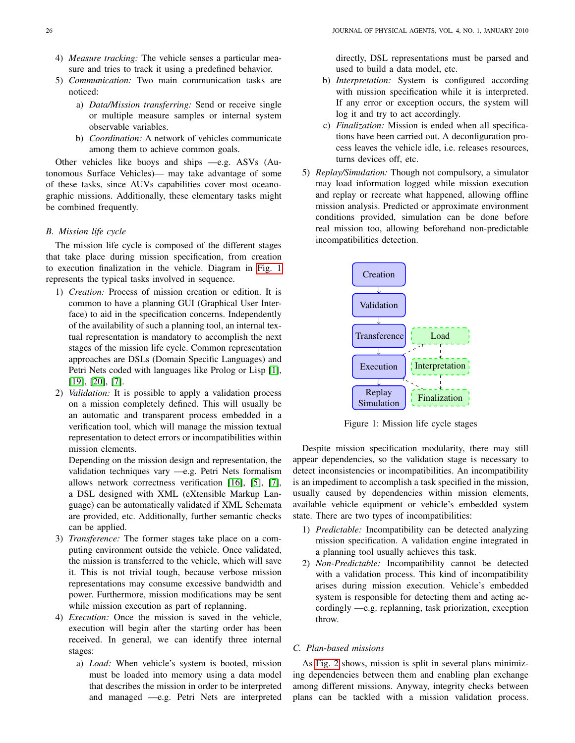4) *Measure tracking:* The vehicle senses a particular measure and tries to track it using a predefined behavior.
5) *Communication:* Two main communication tasks are noticed:
   a) *Data/Mission transferring:* Send or receive single or multiple measure samples or internal system observable variables.
   b) *Coordination:* A network of vehicles communicate among them to achieve common goals.

Other vehicles like buoys and ships —e.g. ASVs (Autonomous Surface Vehicles)— may take advantage of some of these tasks, since AUVs capabilities cover most oceanographic missions. Additionally, these elementary tasks might be combined frequently.

### B. Mission life cycle

The mission life cycle is composed of the different stages that take place during mission specification, from creation to execution finalization in the vehicle. Diagram in Fig. 1 represents the typical tasks involved in sequence.

1) *Creation:* Process of mission creation or edition. It is common to have a planning GUI (Graphical User Interface) to aid in the specification concerns. Independently of the availability of such a planning tool, an internal textual representation is mandatory to accomplish the next stages of the mission life cycle. Common representation approaches are DSLs (Domain Specific Languages) and Petri Nets coded with languages like Prolog or Lisp [1], [19], [20], [7].
2) *Validation:* It is possible to apply a validation process on a mission completely defined. This will usually be an automatic and transparent process embedded in a verification tool, which will manage the mission textual representation to detect errors or incompatibilities within mission elements.
   Depending on the mission design and representation, the validation techniques vary —e.g. Petri Nets formalism allows network correctness verification [16], [5], [7], a DSL designed with XML (eXtensible Markup Language) can be automatically validated if XML Schemata are provided, etc. Additionally, further semantic checks can be applied.
3) *Transference:* The former stages take place on a computing environment outside the vehicle. Once validated, the mission is transferred to the vehicle, which will save it. This is not trivial tough, because verbose mission representations may consume excessive bandwidth and power. Furthermore, mission modifications may be sent while mission execution as part of replanning.
4) *Execution:* Once the mission is saved in the vehicle, execution will begin after the starting order has been received. In general, we can identify three internal stages:
   a) *Load:* When vehicle's system is booted, mission must be loaded into memory using a data model that describes the mission in order to be interpreted and managed —e.g. Petri Nets are interpreted directly, DSL representations must be parsed and used to build a data model, etc.
   b) *Interpretation:* System is configured according with mission specification while it is interpreted. If any error or exception occurs, the system will log it and try to act accordingly.
   c) *Finalization:* Mission is ended when all specifications have been carried out. A deconfiguration process leaves the vehicle idle, i.e. releases resources, turns devices off, etc.
5) *Replay/Simulation:* Though not compulsory, a simulator may load information logged while mission execution and replay or recreate what happened, allowing offline mission analysis. Predicted or approximate environment conditions provided, simulation can be done before real mission too, allowing beforehand non-predictable incompatibilities detection.

Creation → Validation → Transference → Execution → Replay Simulation; Load → Interpretation → Finalization

Figure 1: Mission life cycle stages

Despite mission specification modularity, there may still appear dependencies, so the validation stage is necessary to detect inconsistencies or incompatibilities. An incompatibility is an impediment to accomplish a task specified in the mission, usually caused by dependencies within mission elements, available vehicle equipment or vehicle's embedded system state. There are two types of incompatibilities:

1) *Predictable:* Incompatibility can be detected analyzing mission specification. A validation engine integrated in a planning tool usually achieves this task.
2) *Non-Predictable:* Incompatibility cannot be detected with a validation process. This kind of incompatibility arises during mission execution. Vehicle's embedded system is responsible for detecting them and acting accordingly —e.g. replanning, task priorization, exception throw.

### C. Plan-based missions

As Fig. 2 shows, mission is split in several plans minimizing dependencies between them and enabling plan exchange among different missions. Anyway, integrity checks between plans can be tackled with a mission validation process.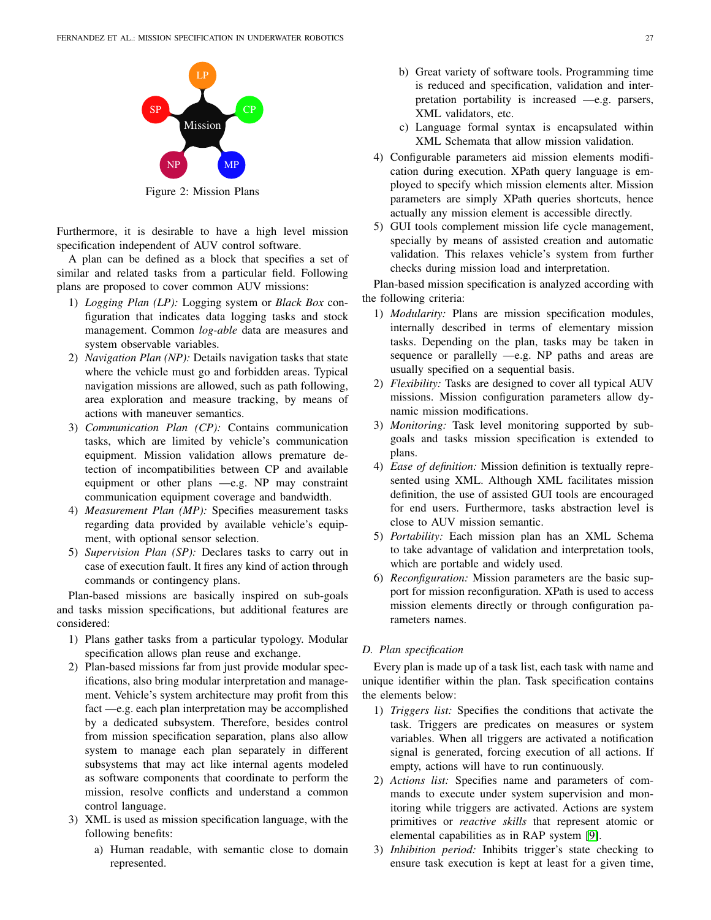Figure 2: Mission Plans

Furthermore, it is desirable to have a high level mission specification independent of AUV control software.

A plan can be defined as a block that specifies a set of similar and related tasks from a particular field. Following plans are proposed to cover common AUV missions:

1) *Logging Plan (LP):* Logging system or *Black Box* configuration that indicates data logging tasks and stock management. Common *log-able* data are measures and system observable variables.
2) *Navigation Plan (NP):* Details navigation tasks that state where the vehicle must go and forbidden areas. Typical navigation missions are allowed, such as path following, area exploration and measure tracking, by means of actions with maneuver semantics.
3) *Communication Plan (CP):* Contains communication tasks, which are limited by vehicle's communication equipment. Mission validation allows premature detection of incompatibilities between CP and available equipment or other plans —e.g. NP may constraint communication equipment coverage and bandwidth.
4) *Measurement Plan (MP):* Specifies measurement tasks regarding data provided by available vehicle's equipment, with optional sensor selection.
5) *Supervision Plan (SP):* Declares tasks to carry out in case of execution fault. It fires any kind of action through commands or contingency plans.

Plan-based missions are basically inspired on sub-goals and tasks mission specifications, but additional features are considered:

1) Plans gather tasks from a particular typology. Modular specification allows plan reuse and exchange.
2) Plan-based missions far from just provide modular specifications, also bring modular interpretation and management. Vehicle's system architecture may profit from this fact —e.g. each plan interpretation may be accomplished by a dedicated subsystem. Therefore, besides control from mission specification separation, plans also allow system to manage each plan separately in different subsystems that may act like internal agents modeled as software components that coordinate to perform the mission, resolve conflicts and understand a common control language.
3) XML is used as mission specification language, with the following benefits:
   a) Human readable, with semantic close to domain represented.
   b) Great variety of software tools. Programming time is reduced and specification, validation and interpretation portability is increased —e.g. parsers, XML validators, etc.
   c) Language formal syntax is encapsulated within XML Schemata that allow mission validation.
4) Configurable parameters aid mission elements modification during execution. XPath query language is employed to specify which mission elements alter. Mission parameters are simply XPath queries shortcuts, hence actually any mission element is accessible directly.
5) GUI tools complement mission life cycle management, specially by means of assisted creation and automatic validation. This relaxes vehicle's system from further checks during mission load and interpretation.

Plan-based mission specification is analyzed according with the following criteria:

1) *Modularity:* Plans are mission specification modules, internally described in terms of elementary mission tasks. Depending on the plan, tasks may be taken in sequence or parallelly —e.g. NP paths and areas are usually specified on a sequential basis.
2) *Flexibility:* Tasks are designed to cover all typical AUV missions. Mission configuration parameters allow dynamic mission modifications.
3) *Monitoring:* Task level monitoring supported by sub-goals and tasks mission specification is extended to plans.
4) *Ease of definition:* Mission definition is textually represented using XML. Although XML facilitates mission definition, the use of assisted GUI tools are encouraged for end users. Furthermore, tasks abstraction level is close to AUV mission semantic.
5) *Portability:* Each mission plan has an XML Schema to take advantage of validation and interpretation tools, which are portable and widely used.
6) *Reconfiguration:* Mission parameters are the basic support for mission reconfiguration. XPath is used to access mission elements directly or through configuration parameters names.

### D. Plan specification

Every plan is made up of a task list, each task with name and unique identifier within the plan. Task specification contains the elements below:

1) *Triggers list:* Specifies the conditions that activate the task. Triggers are predicates on measures or system variables. When all triggers are activated a notification signal is generated, forcing execution of all actions. If empty, actions will have to run continuously.
2) *Actions list:* Specifies name and parameters of commands to execute under system supervision and monitoring while triggers are activated. Actions are system primitives or *reactive skills* that represent atomic or elemental capabilities as in RAP system [9].
3) *Inhibition period:* Inhibits trigger's state checking to ensure task execution is kept at least for a given time,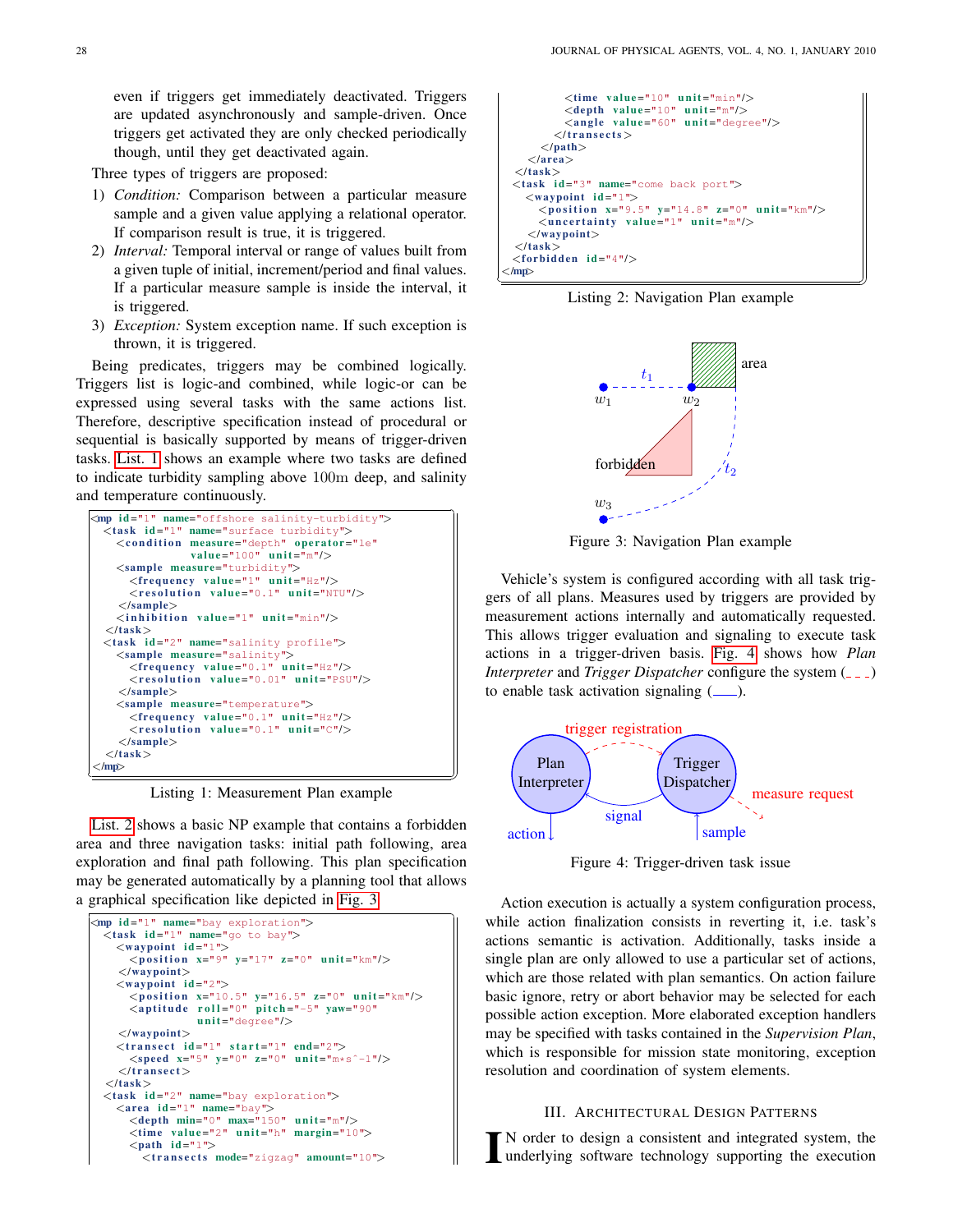even if triggers get immediately deactivated. Triggers are updated asynchronously and sample-driven. Once triggers get activated they are only checked periodically though, until they get deactivated again.

Three types of triggers are proposed:

1) *Condition:* Comparison between a particular measure sample and a given value applying a relational operator. If comparison result is true, it is triggered.
2) *Interval:* Temporal interval or range of values built from a given tuple of initial, increment/period and final values. If a particular measure sample is inside the interval, it is triggered.
3) *Exception:* System exception name. If such exception is thrown, it is triggered.

Being predicates, triggers may be combined logically. Triggers list is logic-and combined, while logic-or can be expressed using several tasks with the same actions list. Therefore, descriptive specification instead of procedural or sequential is basically supported by means of trigger-driven tasks. List. 1 shows an example where two tasks are defined to indicate turbidity sampling above 100m deep, and salinity and temperature continuously.

```
<mp id="1" name="offshore salinity-turbidity">
  <task id="1" name="surface turbidity">
    <condition measure="depth" operator="le"
               value="100" unit="m"/>
    <sample measure="turbidity">
      <frequency value="1" unit="Hz"/>
      <resolution value="0.1" unit="NTU"/>
    </sample>
    <inhibition value="1" unit="min"/>
  </task>
  <task id="2" name="salinity profile">
    <sample measure="salinity">
      <frequency value="0.1" unit="Hz"/>
      <resolution value="0.01" unit="PSU"/>
    </sample>
    <sample measure="temperature">
      <frequency value="0.1" unit="Hz"/>
      <resolution value="0.1" unit="C"/>
    </sample>
  </task>
</mp>
```

Listing 1: Measurement Plan example

List. 2 shows a basic NP example that contains a forbidden area and three navigation tasks: initial path following, area exploration and final path following. This plan specification may be generated automatically by a planning tool that allows a graphical specification like depicted in Fig. 3.

```
<mp id="1" name="bay exploration">
  <task id="1" name="go to bay">
    <waypoint id="1">
      <position x="9" y="17" z="0" unit="km"/>
    </waypoint>
    <waypoint id="2">
      <position x="10.5" y="16.5" z="0" unit="km"/>
      <aptitude roll="0" pitch="-5" yaw="90"
                unit="degree"/>
    </waypoint>
    <transect id="1" start="1" end="2">
      <speed x="5" y="0" z="0" unit="m*s^-1"/>
    </transect>
  </task>
  <task id="2" name="bay exploration">
    <area id="1" name="bay">
      <depth min="0" max="150" unit="m"/>
      <time value="2" unit="h" margin="10">
      <path id="1">
        <transects mode="zigzag" amount="10">
          <time value="10" unit="min"/>
          <depth value="10" unit="m"/>
          <angle value="60" unit="degree"/>
        </transects>
      </path>
    </area>
  </task>
  <task id="3" name="come back port">
    <waypoint id="1">
      <position x="9.5" y="14.8" z="0" unit="km"/>
      <uncertainty value="1" unit="m"/>
    </waypoint>
  </task>
  <forbidden id="4"/>
</mp>
```

Listing 2: Navigation Plan example

Figure 3: Navigation Plan example

Vehicle's system is configured according with all task triggers of all plans. Measures used by triggers are provided by measurement actions internally and automatically requested. This allows trigger evaluation and signaling to execute task actions in a trigger-driven basis. Fig. 4 shows how *Plan Interpreter* and *Trigger Dispatcher* configure the system (- - -) to enable task activation signaling (——).

Figure 4: Trigger-driven task issue

Action execution is actually a system configuration process, while action finalization consists in reverting it, i.e. task's actions semantic is activation. Additionally, tasks inside a single plan are only allowed to use a particular set of actions, which are those related with plan semantics. On action failure basic ignore, retry or abort behavior may be selected for each possible action exception. More elaborated exception handlers may be specified with tasks contained in the *Supervision Plan*, which is responsible for mission state monitoring, exception resolution and coordination of system elements.

## III. Architectural Design Patterns

In order to design a consistent and integrated system, the underlying software technology supporting the execution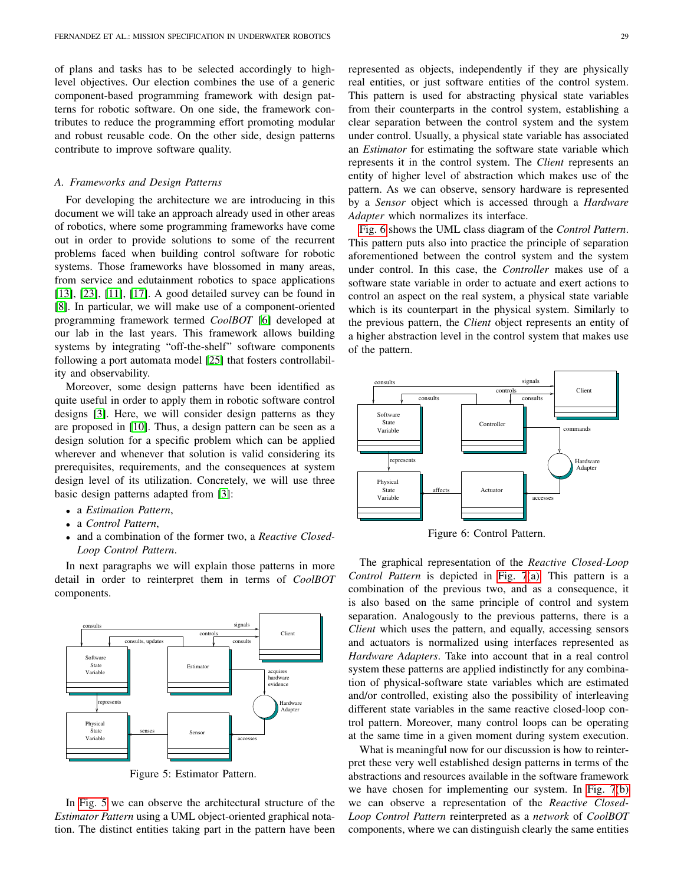of plans and tasks has to be selected accordingly to high-level objectives. Our election combines the use of a generic component-based programming framework with design patterns for robotic software. On one side, the framework contributes to reduce the programming effort promoting modular and robust reusable code. On the other side, design patterns contribute to improve software quality.

### A. Frameworks and Design Patterns

For developing the architecture we are introducing in this document we will take an approach already used in other areas of robotics, where some programming frameworks have come out in order to provide solutions to some of the recurrent problems faced when building control software for robotic systems. Those frameworks have blossomed in many areas, from service and edutainment robotics to space applications [13], [23], [11], [17]. A good detailed survey can be found in [8]. In particular, we will make use of a component-oriented programming framework termed *CoolBOT* [6] developed at our lab in the last years. This framework allows building systems by integrating "off-the-shelf" software components following a port automata model [25] that fosters controllability and observability.

Moreover, some design patterns have been identified as quite useful in order to apply them in robotic software control designs [3]. Here, we will consider design patterns as they are proposed in [10]. Thus, a design pattern can be seen as a design solution for a specific problem which can be applied wherever and whenever that solution is valid considering its prerequisites, requirements, and the consequences at system design level of its utilization. Concretely, we will use three basic design patterns adapted from [3]:

- a *Estimation Pattern*,
- a *Control Pattern*,
- and a combination of the former two, a *Reactive Closed-Loop Control Pattern*.

In next paragraphs we will explain those patterns in more detail in order to reinterpret them in terms of *CoolBOT* components.

Figure 5: Estimator Pattern.

In Fig. 5 we can observe the architectural structure of the *Estimator Pattern* using a UML object-oriented graphical notation. The distinct entities taking part in the pattern have been represented as objects, independently if they are physically real entities, or just software entities of the control system. This pattern is used for abstracting physical state variables from their counterparts in the control system, establishing a clear separation between the control system and the system under control. Usually, a physical state variable has associated an *Estimator* for estimating the software state variable which represents it in the control system. The *Client* represents an entity of higher level of abstraction which makes use of the pattern. As we can observe, sensory hardware is represented by a *Sensor* object which is accessed through a *Hardware Adapter* which normalizes its interface.

Fig. 6 shows the UML class diagram of the *Control Pattern*. This pattern puts also into practice the principle of separation aforementioned between the control system and the system under control. In this case, the *Controller* makes use of a software state variable in order to actuate and exert actions to control an aspect on the real system, a physical state variable which is its counterpart in the physical system. Similarly to the previous pattern, the *Client* object represents an entity of a higher abstraction level in the control system that makes use of the pattern.

Figure 6: Control Pattern.

The graphical representation of the *Reactive Closed-Loop Control Pattern* is depicted in Fig. 7(a). This pattern is a combination of the previous two, and as a consequence, it is also based on the same principle of control and system separation. Analogously to the previous patterns, there is a *Client* which uses the pattern, and equally, accessing sensors and actuators is normalized using interfaces represented as *Hardware Adapters*. Take into account that in a real control system these patterns are applied indistinctly for any combination of physical-software state variables which are estimated and/or controlled, existing also the possibility of interleaving different state variables in the same reactive closed-loop control pattern. Moreover, many control loops can be operating at the same time in a given moment during system execution.

What is meaningful now for our discussion is how to reinterpret these very well established design patterns in terms of the abstractions and resources available in the software framework we have chosen for implementing our system. In Fig. 7(b) we can observe a representation of the *Reactive Closed-Loop Control Pattern* reinterpreted as a *network* of *CoolBOT* components, where we can distinguish clearly the same entities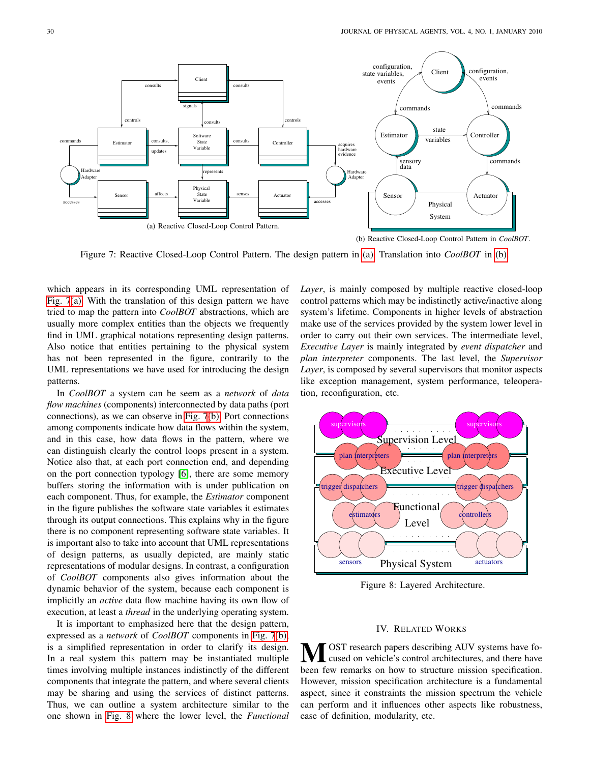(a) Reactive Closed-Loop Control Pattern.

(b) Reactive Closed-Loop Control Pattern in *CoolBOT*.

Figure 7: Reactive Closed-Loop Control Pattern. The design pattern in (a). Translation into *CoolBOT* in (b).

which appears in its corresponding UML representation of Fig. 7(a). With the translation of this design pattern we have tried to map the pattern into *CoolBOT* abstractions, which are usually more complex entities than the objects we frequently find in UML graphical notations representing design patterns. Also notice that entities pertaining to the physical system has not been represented in the figure, contrarily to the UML representations we have used for introducing the design patterns.

In *CoolBOT* a system can be seem as a *network* of *data flow machines* (components) interconnected by data paths (port connections), as we can observe in Fig. 7(b). Port connections among components indicate how data flows within the system, and in this case, how data flows in the pattern, where we can distinguish clearly the control loops present in a system. Notice also that, at each port connection end, and depending on the port connection typology [6], there are some memory buffers storing the information with is under publication on each component. Thus, for example, the *Estimator* component in the figure publishes the software state variables it estimates through its output connections. This explains why in the figure there is no component representing software state variables. It is important also to take into account that UML representations of design patterns, as usually depicted, are mainly static representations of modular designs. In contrast, a configuration of *CoolBOT* components also gives information about the dynamic behavior of the system, because each component is implicitly an *active* data flow machine having its own flow of execution, at least a *thread* in the underlying operating system.

It is important to emphasized here that the design pattern, expressed as a *network* of *CoolBOT* components in Fig. 7(b), is a simplified representation in order to clarify its design. In a real system this pattern may be instantiated multiple times involving multiple instances indistinctly of the different components that integrate the pattern, and where several clients may be sharing and using the services of distinct patterns. Thus, we can outline a system architecture similar to the one shown in Fig. 8 where the lower level, the *Functional Layer*, is mainly composed by multiple reactive closed-loop control patterns which may be indistinctly active/inactive along system's lifetime. Components in higher levels of abstraction make use of the services provided by the system lower level in order to carry out their own services. The intermediate level, *Executive Layer* is mainly integrated by *event dispatcher* and *plan interpreter* components. The last level, the *Supervisor Layer*, is composed by several supervisors that monitor aspects like exception management, system performance, teleoperation, reconfiguration, etc.

Figure 8: Layered Architecture.

## IV. Related Works

MOST research papers describing AUV systems have focused on vehicle's control architectures, and there have been few remarks on how to structure mission specification. However, mission specification architecture is a fundamental aspect, since it constraints the mission spectrum the vehicle can perform and it influences other aspects like robustness, ease of definition, modularity, etc.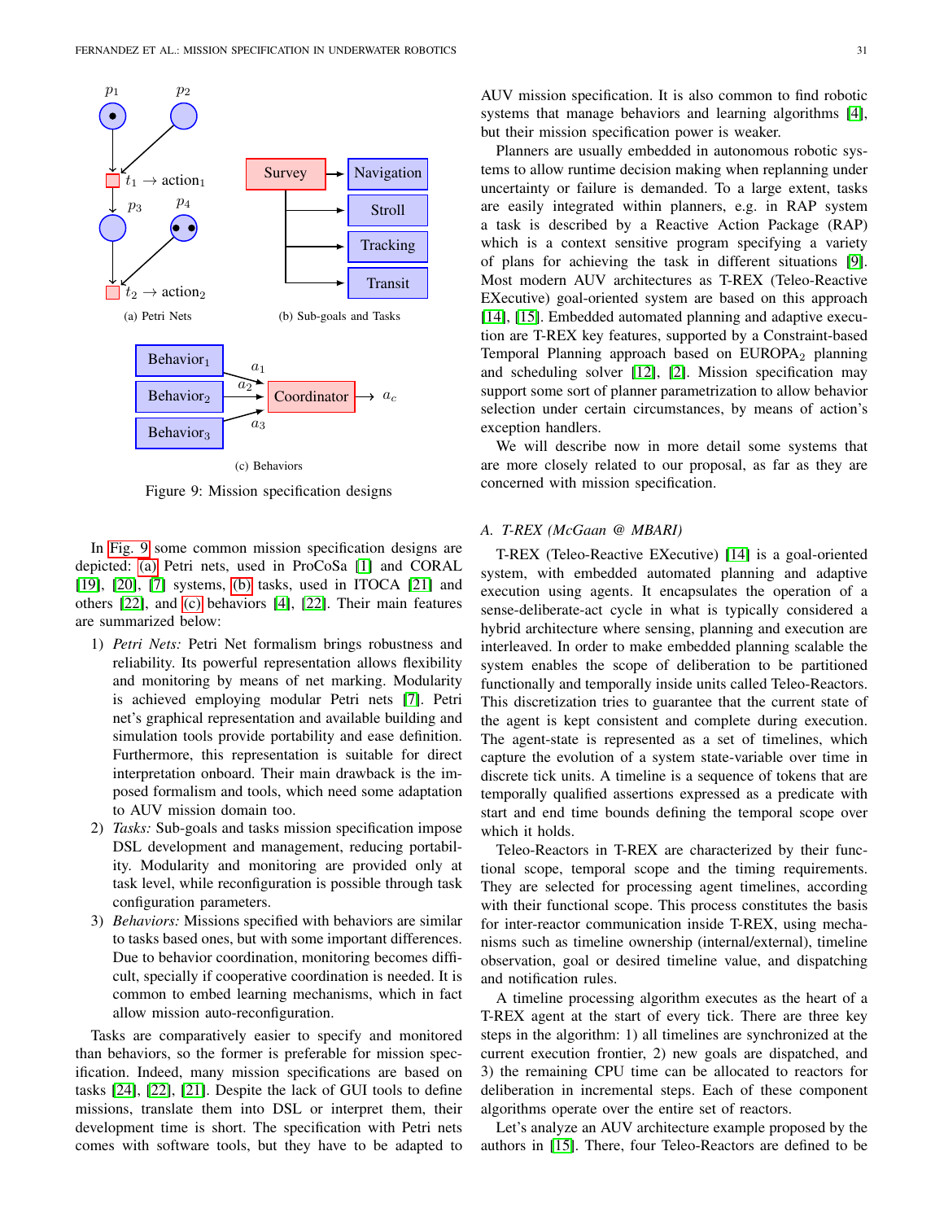(a) Petri Nets

(b) Sub-goals and Tasks

(c) Behaviors

Figure 9: Mission specification designs

In Fig. 9 some common mission specification designs are depicted: (a) Petri nets, used in ProCoSa [1] and CORAL [19], [20], [7] systems, (b) tasks, used in ITOCA [21] and others [22], and (c) behaviors [4], [22]. Their main features are summarized below:

1) *Petri Nets:* Petri Net formalism brings robustness and reliability. Its powerful representation allows flexibility and monitoring by means of net marking. Modularity is achieved employing modular Petri nets [7]. Petri net's graphical representation and available building and simulation tools provide portability and ease definition. Furthermore, this representation is suitable for direct interpretation onboard. Their main drawback is the imposed formalism and tools, which need some adaptation to AUV mission domain too.
2) *Tasks:* Sub-goals and tasks mission specification impose DSL development and management, reducing portability. Modularity and monitoring are provided only at task level, while reconfiguration is possible through task configuration parameters.
3) *Behaviors:* Missions specified with behaviors are similar to tasks based ones, but with some important differences. Due to behavior coordination, monitoring becomes difficult, specially if cooperative coordination is needed. It is common to embed learning mechanisms, which in fact allow mission auto-reconfiguration.

Tasks are comparatively easier to specify and monitored than behaviors, so the former is preferable for mission specification. Indeed, many mission specifications are based on tasks [24], [22], [21]. Despite the lack of GUI tools to define missions, translate them into DSL or interpret them, their development time is short. The specification with Petri nets comes with software tools, but they have to be adapted to AUV mission specification. It is also common to find robotic systems that manage behaviors and learning algorithms [4], but their mission specification power is weaker.

Planners are usually embedded in autonomous robotic systems to allow runtime decision making when replanning under uncertainty or failure is demanded. To a large extent, tasks are easily integrated within planners, e.g. in RAP system a task is described by a Reactive Action Package (RAP) which is a context sensitive program specifying a variety of plans for achieving the task in different situations [9]. Most modern AUV architectures as T-REX (Teleo-Reactive EXecutive) goal-oriented system are based on this approach [14], [15]. Embedded automated planning and adaptive execution are T-REX key features, supported by a Constraint-based Temporal Planning approach based on EUROPA$_2$ planning and scheduling solver [12], [2]. Mission specification may support some sort of planner parametrization to allow behavior selection under certain circumstances, by means of action's exception handlers.

We will describe now in more detail some systems that are more closely related to our proposal, as far as they are concerned with mission specification.

### A. T-REX (McGaan @ MBARI)

T-REX (Teleo-Reactive EXecutive) [14] is a goal-oriented system, with embedded automated planning and adaptive execution using agents. It encapsulates the operation of a sense-deliberate-act cycle in what is typically considered a hybrid architecture where sensing, planning and execution are interleaved. In order to make embedded planning scalable the system enables the scope of deliberation to be partitioned functionally and temporally inside units called Teleo-Reactors. This discretization tries to guarantee that the current state of the agent is kept consistent and complete during execution. The agent-state is represented as a set of timelines, which capture the evolution of a system state-variable over time in discrete tick units. A timeline is a sequence of tokens that are temporally qualified assertions expressed as a predicate with start and end time bounds defining the temporal scope over which it holds.

Teleo-Reactors in T-REX are characterized by their functional scope, temporal scope and the timing requirements. They are selected for processing agent timelines, according with their functional scope. This process constitutes the basis for inter-reactor communication inside T-REX, using mechanisms such as timeline ownership (internal/external), timeline observation, goal or desired timeline value, and dispatching and notification rules.

A timeline processing algorithm executes as the heart of a T-REX agent at the start of every tick. There are three key steps in the algorithm: 1) all timelines are synchronized at the current execution frontier, 2) new goals are dispatched, and 3) the remaining CPU time can be allocated to reactors for deliberation in incremental steps. Each of these component algorithms operate over the entire set of reactors.

Let's analyze an AUV architecture example proposed by the authors in [15]. There, four Teleo-Reactors are defined to be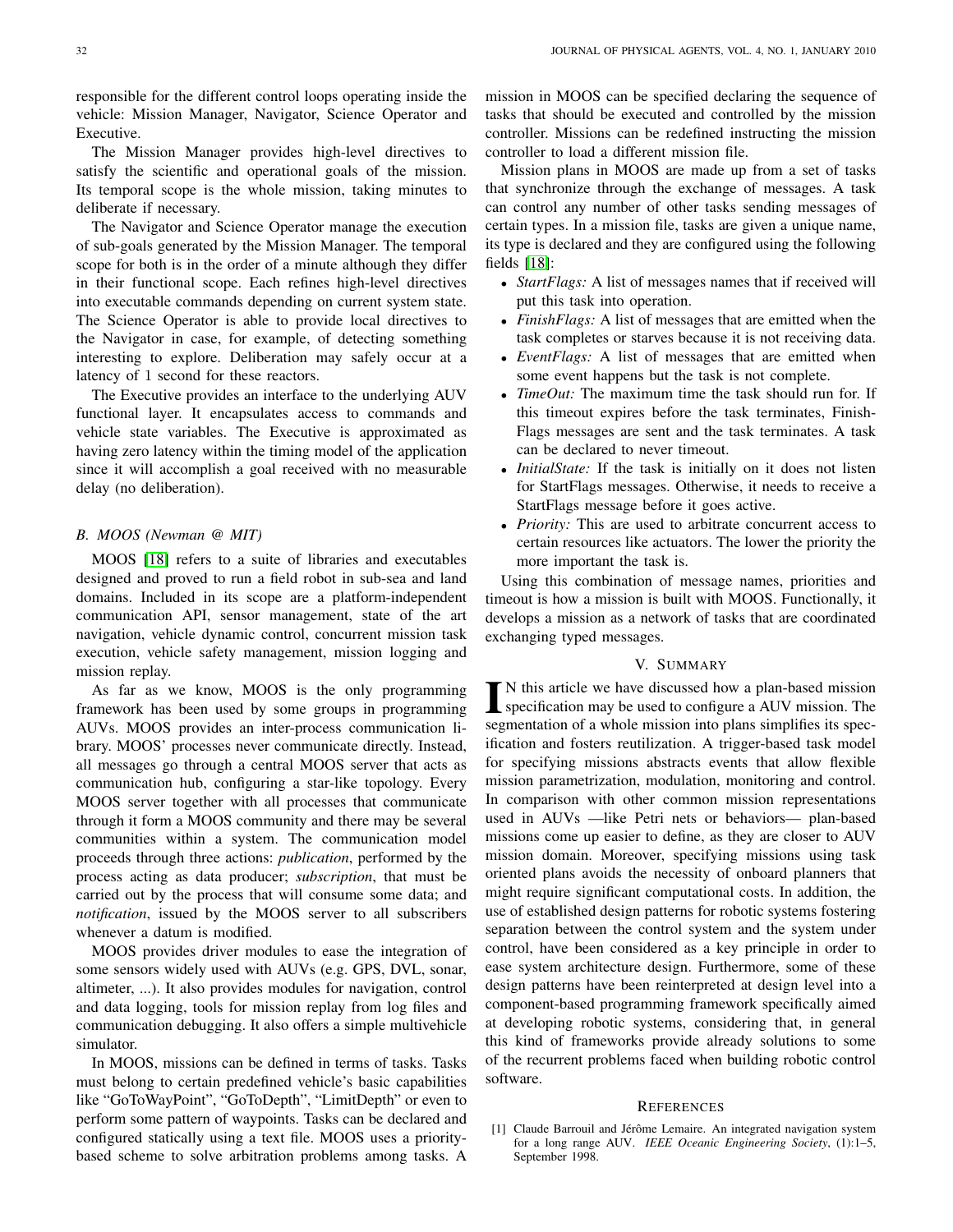responsible for the different control loops operating inside the vehicle: Mission Manager, Navigator, Science Operator and Executive.

The Mission Manager provides high-level directives to satisfy the scientific and operational goals of the mission. Its temporal scope is the whole mission, taking minutes to deliberate if necessary.

The Navigator and Science Operator manage the execution of sub-goals generated by the Mission Manager. The temporal scope for both is in the order of a minute although they differ in their functional scope. Each refines high-level directives into executable commands depending on current system state. The Science Operator is able to provide local directives to the Navigator in case, for example, of detecting something interesting to explore. Deliberation may safely occur at a latency of 1 second for these reactors.

The Executive provides an interface to the underlying AUV functional layer. It encapsulates access to commands and vehicle state variables. The Executive is approximated as having zero latency within the timing model of the application since it will accomplish a goal received with no measurable delay (no deliberation).

### *B. MOOS (Newman @ MIT)*

MOOS [18] refers to a suite of libraries and executables designed and proved to run a field robot in sub-sea and land domains. Included in its scope are a platform-independent communication API, sensor management, state of the art navigation, vehicle dynamic control, concurrent mission task execution, vehicle safety management, mission logging and mission replay.

As far as we know, MOOS is the only programming framework has been used by some groups in programming AUVs. MOOS provides an inter-process communication library. MOOS' processes never communicate directly. Instead, all messages go through a central MOOS server that acts as communication hub, configuring a star-like topology. Every MOOS server together with all processes that communicate through it form a MOOS community and there may be several communities within a system. The communication model proceeds through three actions: *publication*, performed by the process acting as data producer; *subscription*, that must be carried out by the process that will consume some data; and *notification*, issued by the MOOS server to all subscribers whenever a datum is modified.

MOOS provides driver modules to ease the integration of some sensors widely used with AUVs (e.g. GPS, DVL, sonar, altimeter, ...). It also provides modules for navigation, control and data logging, tools for mission replay from log files and communication debugging. It also offers a simple multivehicle simulator.

In MOOS, missions can be defined in terms of tasks. Tasks must belong to certain predefined vehicle's basic capabilities like "GoToWayPoint", "GoToDepth", "LimitDepth" or even to perform some pattern of waypoints. Tasks can be declared and configured statically using a text file. MOOS uses a priority-based scheme to solve arbitration problems among tasks. A mission in MOOS can be specified declaring the sequence of tasks that should be executed and controlled by the mission controller. Missions can be redefined instructing the mission controller to load a different mission file.

Mission plans in MOOS are made up from a set of tasks that synchronize through the exchange of messages. A task can control any number of other tasks sending messages of certain types. In a mission file, tasks are given a unique name, its type is declared and they are configured using the following fields [18]:

- *StartFlags:* A list of messages names that if received will put this task into operation.
- *FinishFlags:* A list of messages that are emitted when the task completes or starves because it is not receiving data.
- *EventFlags:* A list of messages that are emitted when some event happens but the task is not complete.
- *TimeOut:* The maximum time the task should run for. If this timeout expires before the task terminates, FinishFlags messages are sent and the task terminates. A task can be declared to never timeout.
- *InitialState:* If the task is initially on it does not listen for StartFlags messages. Otherwise, it needs to receive a StartFlags message before it goes active.
- *Priority:* This are used to arbitrate concurrent access to certain resources like actuators. The lower the priority the more important the task is.

Using this combination of message names, priorities and timeout is how a mission is built with MOOS. Functionally, it develops a mission as a network of tasks that are coordinated exchanging typed messages.

## V. SUMMARY

In this article we have discussed how a plan-based mission specification may be used to configure a AUV mission. The segmentation of a whole mission into plans simplifies its specification and fosters reutilization. A trigger-based task model for specifying missions abstracts events that allow flexible mission parametrization, modulation, monitoring and control. In comparison with other common mission representations used in AUVs —like Petri nets or behaviors— plan-based missions come up easier to define, as they are closer to AUV mission domain. Moreover, specifying missions using task oriented plans avoids the necessity of onboard planners that might require significant computational costs. In addition, the use of established design patterns for robotic systems fostering separation between the control system and the system under control, have been considered as a key principle in order to ease system architecture design. Furthermore, some of these design patterns have been reinterpreted at design level into a component-based programming framework specifically aimed at developing robotic systems, considering that, in general this kind of frameworks provide already solutions to some of the recurrent problems faced when building robotic control software.

## REFERENCES

[1] Claude Barrouil and Jérôme Lemaire. An integrated navigation system for a long range AUV. *IEEE Oceanic Engineering Society*, (1):1–5, September 1998.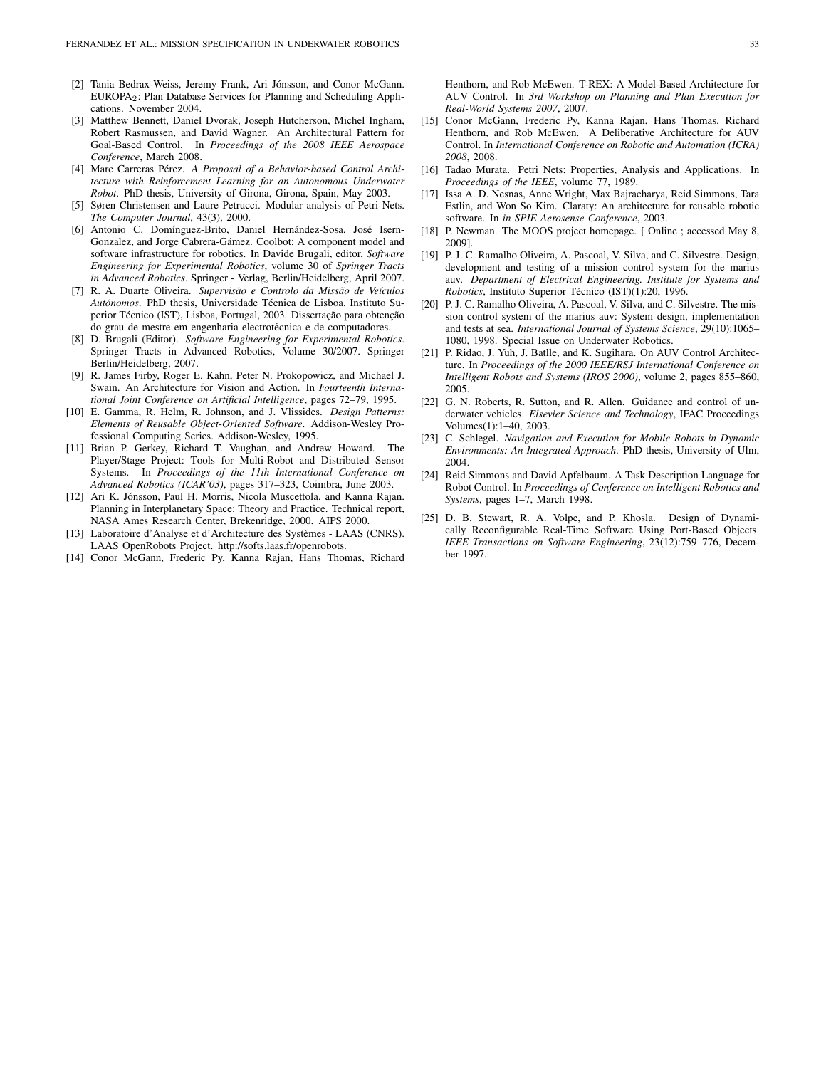[2] Tania Bedrax-Weiss, Jeremy Frank, Ari Jónsson, and Conor McGann. EUROPA$_2$: Plan Database Services for Planning and Scheduling Applications. November 2004.

[3] Matthew Bennett, Daniel Dvorak, Joseph Hutcherson, Michel Ingham, Robert Rasmussen, and David Wagner. An Architectural Pattern for Goal-Based Control. In *Proceedings of the 2008 IEEE Aerospace Conference*, March 2008.

[4] Marc Carreras Pérez. *A Proposal of a Behavior-based Control Architecture with Reinforcement Learning for an Autonomous Underwater Robot*. PhD thesis, University of Girona, Girona, Spain, May 2003.

[5] Søren Christensen and Laure Petrucci. Modular analysis of Petri Nets. *The Computer Journal*, 43(3), 2000.

[6] Antonio C. Domínguez-Brito, Daniel Hernández-Sosa, José Isern-Gonzalez, and Jorge Cabrera-Gámez. Coolbot: A component model and software infrastructure for robotics. In Davide Brugali, editor, *Software Engineering for Experimental Robotics*, volume 30 of *Springer Tracts in Advanced Robotics*. Springer - Verlag, Berlin/Heidelberg, April 2007.

[7] R. A. Duarte Oliveira. *Supervisão e Controlo da Missão de Veículos Autónomos*. PhD thesis, Universidade Técnica de Lisboa. Instituto Superior Técnico (IST), Lisboa, Portugal, 2003. Dissertação para obtenção do grau de mestre em engenharia electrotécnica e de computadores.

[8] D. Brugali (Editor). *Software Engineering for Experimental Robotics*. Springer Tracts in Advanced Robotics, Volume 30/2007. Springer Berlin/Heidelberg, 2007.

[9] R. James Firby, Roger E. Kahn, Peter N. Prokopowicz, and Michael J. Swain. An Architecture for Vision and Action. In *Fourteenth International Joint Conference on Artificial Intelligence*, pages 72–79, 1995.

[10] E. Gamma, R. Helm, R. Johnson, and J. Vlissides. *Design Patterns: Elements of Reusable Object-Oriented Software*. Addison-Wesley Professional Computing Series. Addison-Wesley, 1995.

[11] Brian P. Gerkey, Richard T. Vaughan, and Andrew Howard. The Player/Stage Project: Tools for Multi-Robot and Distributed Sensor Systems. In *Proceedings of the 11th International Conference on Advanced Robotics (ICAR'03)*, pages 317–323, Coimbra, June 2003.

[12] Ari K. Jónsson, Paul H. Morris, Nicola Muscettola, and Kanna Rajan. Planning in Interplanetary Space: Theory and Practice. Technical report, NASA Ames Research Center, Brekenridge, 2000. AIPS 2000.

[13] Laboratoire d'Analyse et d'Architecture des Systèmes - LAAS (CNRS). LAAS OpenRobots Project. http://softs.laas.fr/openrobots.

[14] Conor McGann, Frederic Py, Kanna Rajan, Hans Thomas, Richard Henthorn, and Rob McEwen. T-REX: A Model-Based Architecture for AUV Control. In *3rd Workshop on Planning and Plan Execution for Real-World Systems 2007*, 2007.

[15] Conor McGann, Frederic Py, Kanna Rajan, Hans Thomas, Richard Henthorn, and Rob McEwen. A Deliberative Architecture for AUV Control. In *International Conference on Robotic and Automation (ICRA) 2008*, 2008.

[16] Tadao Murata. Petri Nets: Properties, Analysis and Applications. In *Proceedings of the IEEE*, volume 77, 1989.

[17] Issa A. D. Nesnas, Anne Wright, Max Bajracharya, Reid Simmons, Tara Estlin, and Won So Kim. Claraty: An architecture for reusable robotic software. In *in SPIE Aerosense Conference*, 2003.

[18] P. Newman. The MOOS project homepage. [ Online ; accessed May 8, 2009].

[19] P. J. C. Ramalho Oliveira, A. Pascoal, V. Silva, and C. Silvestre. Design, development and testing of a mission control system for the marius auv. *Department of Electrical Engineering. Institute for Systems and Robotics*, Instituto Superior Técnico (IST)(1):20, 1996.

[20] P. J. C. Ramalho Oliveira, A. Pascoal, V. Silva, and C. Silvestre. The mission control system of the marius auv: System design, implementation and tests at sea. *International Journal of Systems Science*, 29(10):1065–1080, 1998. Special Issue on Underwater Robotics.

[21] P. Ridao, J. Yuh, J. Batlle, and K. Sugihara. On AUV Control Architecture. In *Proceedings of the 2000 IEEE/RSJ International Conference on Intelligent Robots and Systems (IROS 2000)*, volume 2, pages 855–860, 2005.

[22] G. N. Roberts, R. Sutton, and R. Allen. Guidance and control of underwater vehicles. *Elsevier Science and Technology*, IFAC Proceedings Volumes(1):1–40, 2003.

[23] C. Schlegel. *Navigation and Execution for Mobile Robots in Dynamic Environments: An Integrated Approach*. PhD thesis, University of Ulm, 2004.

[24] Reid Simmons and David Apfelbaum. A Task Description Language for Robot Control. In *Proceedings of Conference on Intelligent Robotics and Systems*, pages 1–7, March 1998.

[25] D. B. Stewart, R. A. Volpe, and P. Khosla. Design of Dynamically Reconfigurable Real-Time Software Using Port-Based Objects. *IEEE Transactions on Software Engineering*, 23(12):759–776, December 1997.